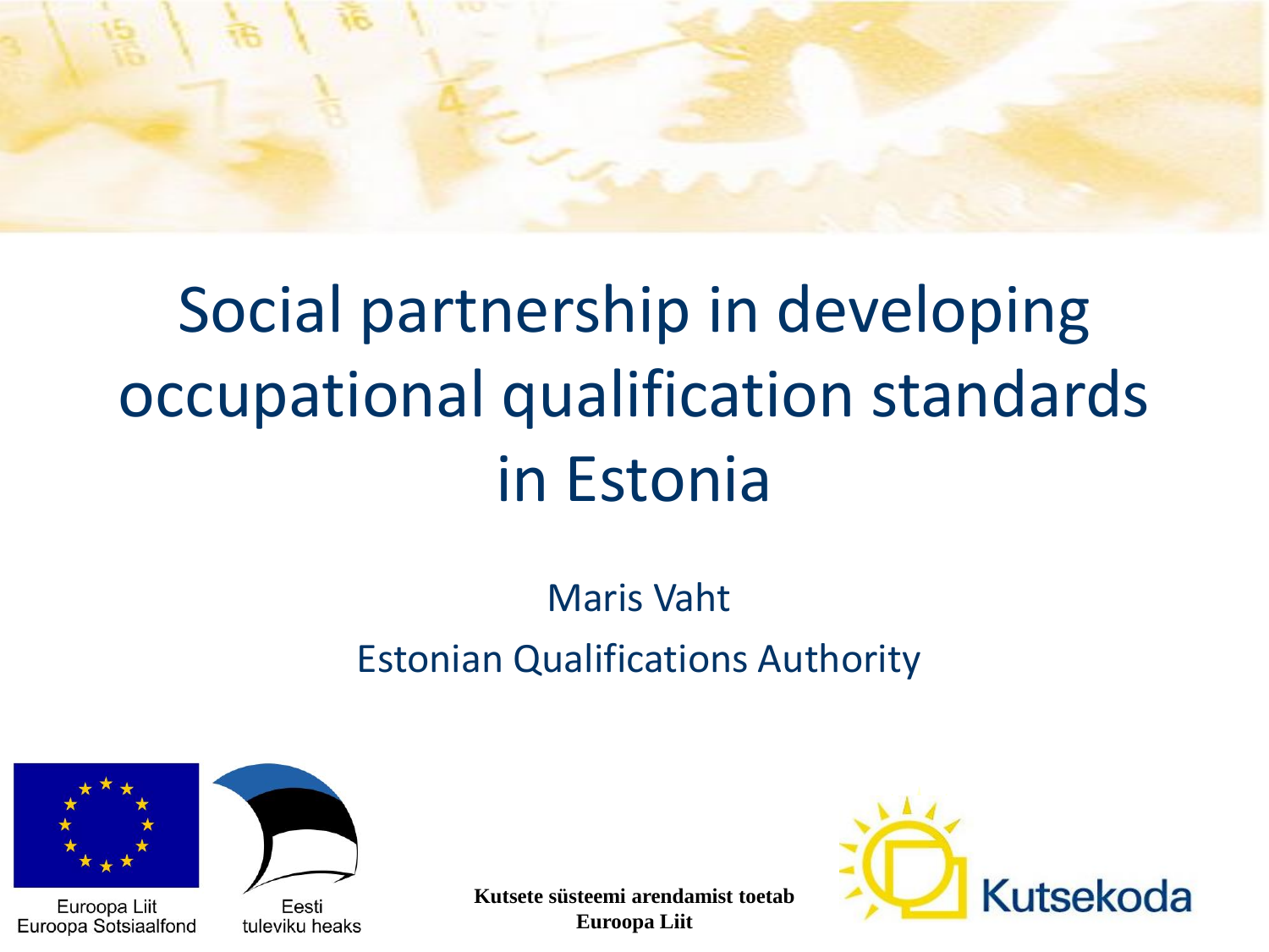# Social partnership in developing occupational qualification standards in Estonia

Maris Vaht

Estonian Qualifications Authority

Euroopa Liit
Euroopa Sotsiaalfond

Eesti
tuleviku heaks

**Kutsete süsteemi arendamist toetab Euroopa Liit**

Kutsekoda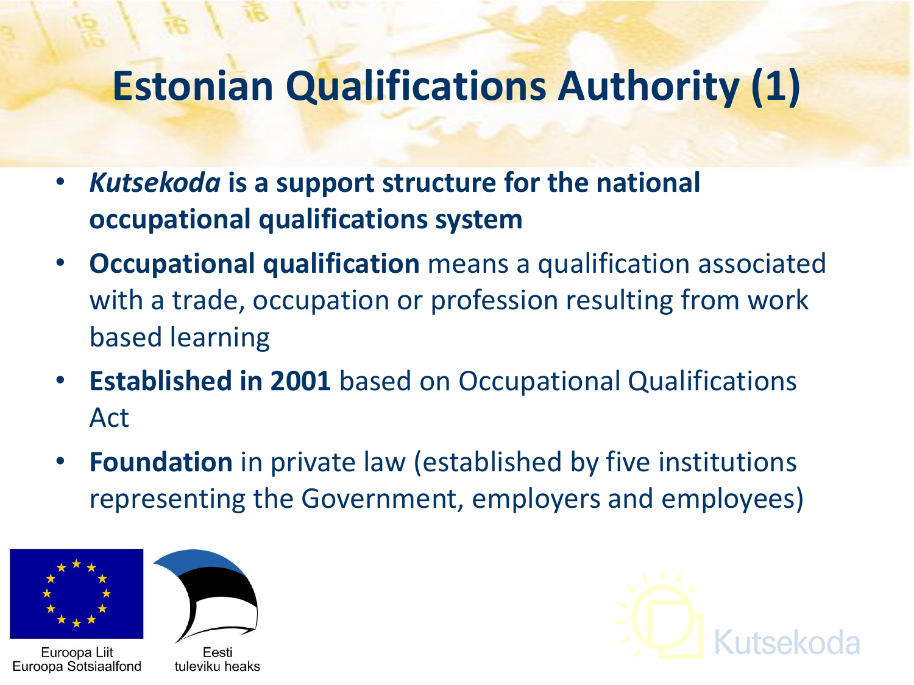# Estonian Qualifications Authority (1)

- ***Kutsekoda* is a support structure for the national occupational qualifications system**
- **Occupational qualification** means a qualification associated with a trade, occupation or profession resulting from work based learning
- **Established in 2001** based on Occupational Qualifications Act
- **Foundation** in private law (established by five institutions representing the Government, employers and employees)

Euroopa Liit
Euroopa Sotsiaalfond

Eesti
tuleviku heaks

Kutsekoda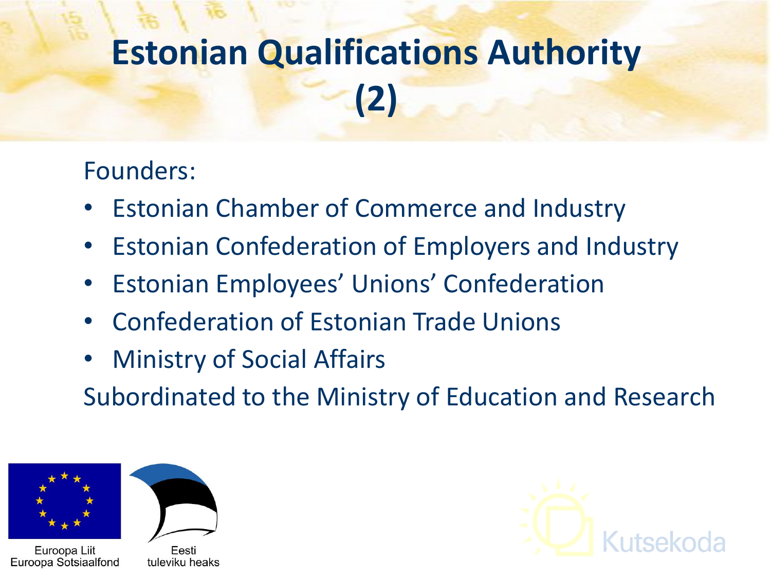# Estonian Qualifications Authority (2)

Founders:

- Estonian Chamber of Commerce and Industry
- Estonian Confederation of Employers and Industry
- Estonian Employees' Unions' Confederation
- Confederation of Estonian Trade Unions
- Ministry of Social Affairs

Subordinated to the Ministry of Education and Research

Euroopa Liit
Euroopa Sotsiaalfond

Eesti
tuleviku heaks

Kutsekoda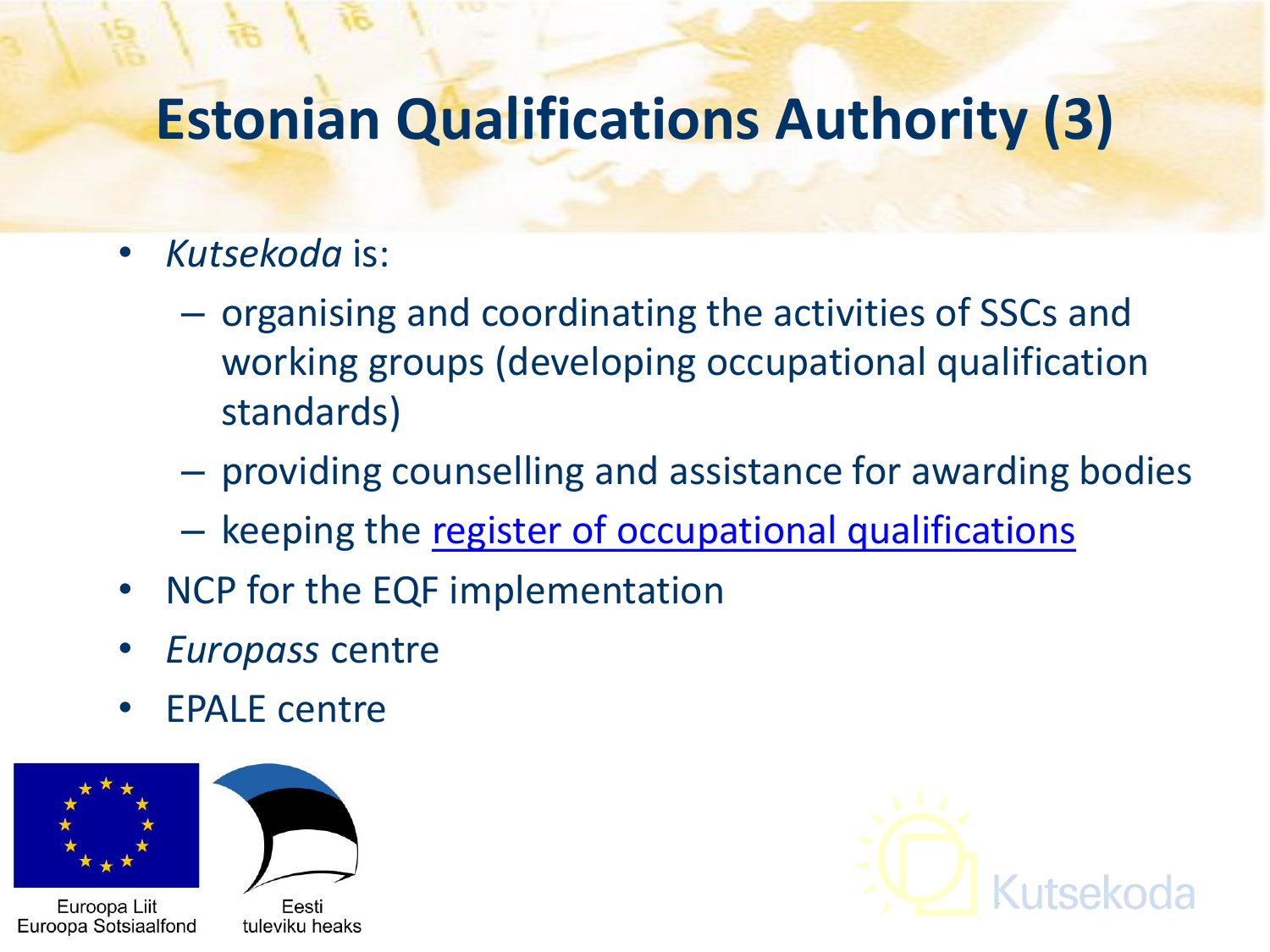# Estonian Qualifications Authority (3)

- *Kutsekoda* is:
  - organising and coordinating the activities of SSCs and working groups (developing occupational qualification standards)
  - providing counselling and assistance for awarding bodies
  - keeping the register of occupational qualifications
- NCP for the EQF implementation
- *Europass* centre
- EPALE centre

Euroopa Liit
Euroopa Sotsiaalfond

Eesti
tuleviku heaks

Kutsekoda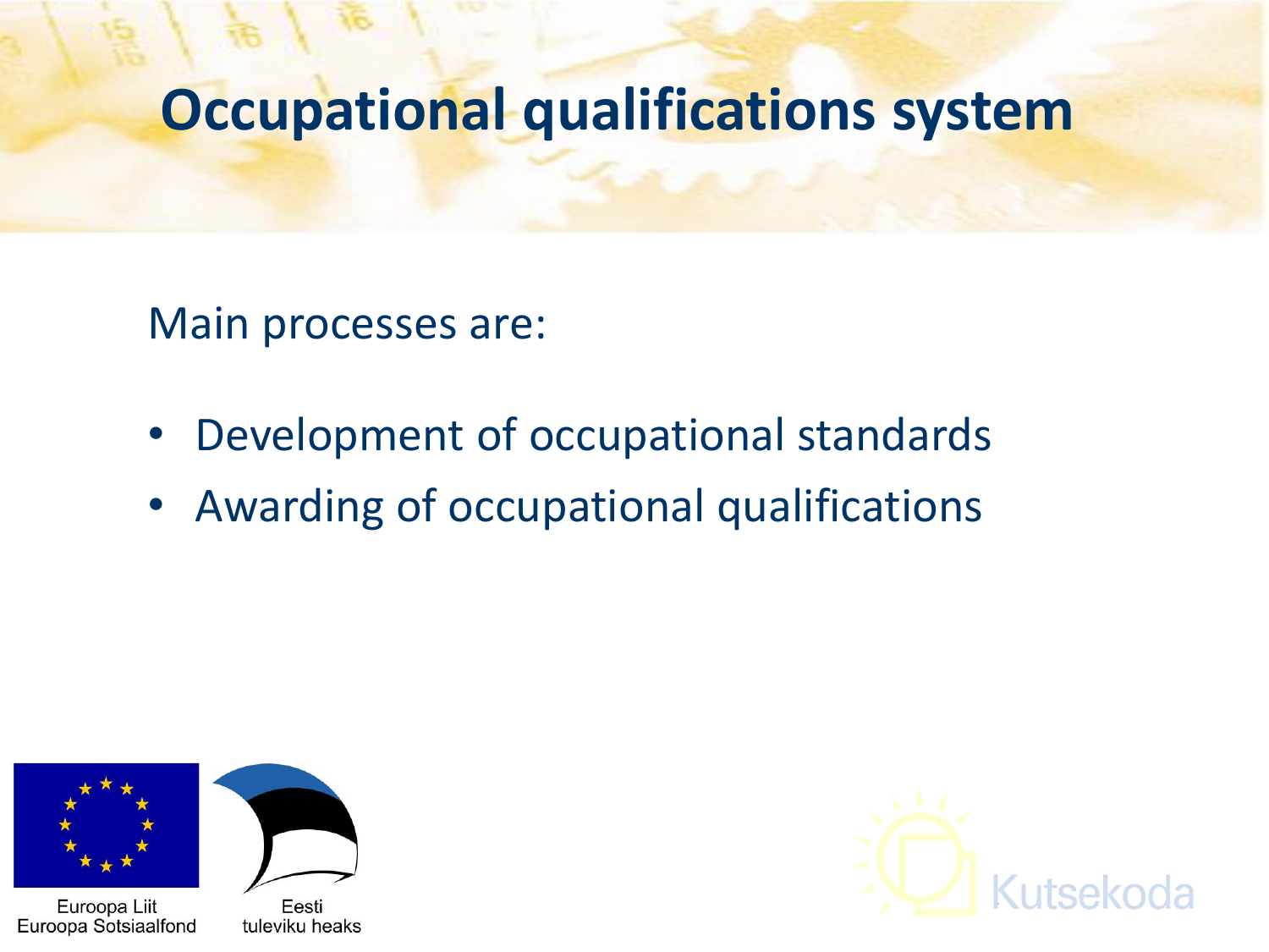# Occupational qualifications system

Main processes are:

- Development of occupational standards
- Awarding of occupational qualifications

Euroopa Liit
Euroopa Sotsiaalfond

Eesti
tuleviku heaks

Kutsekoda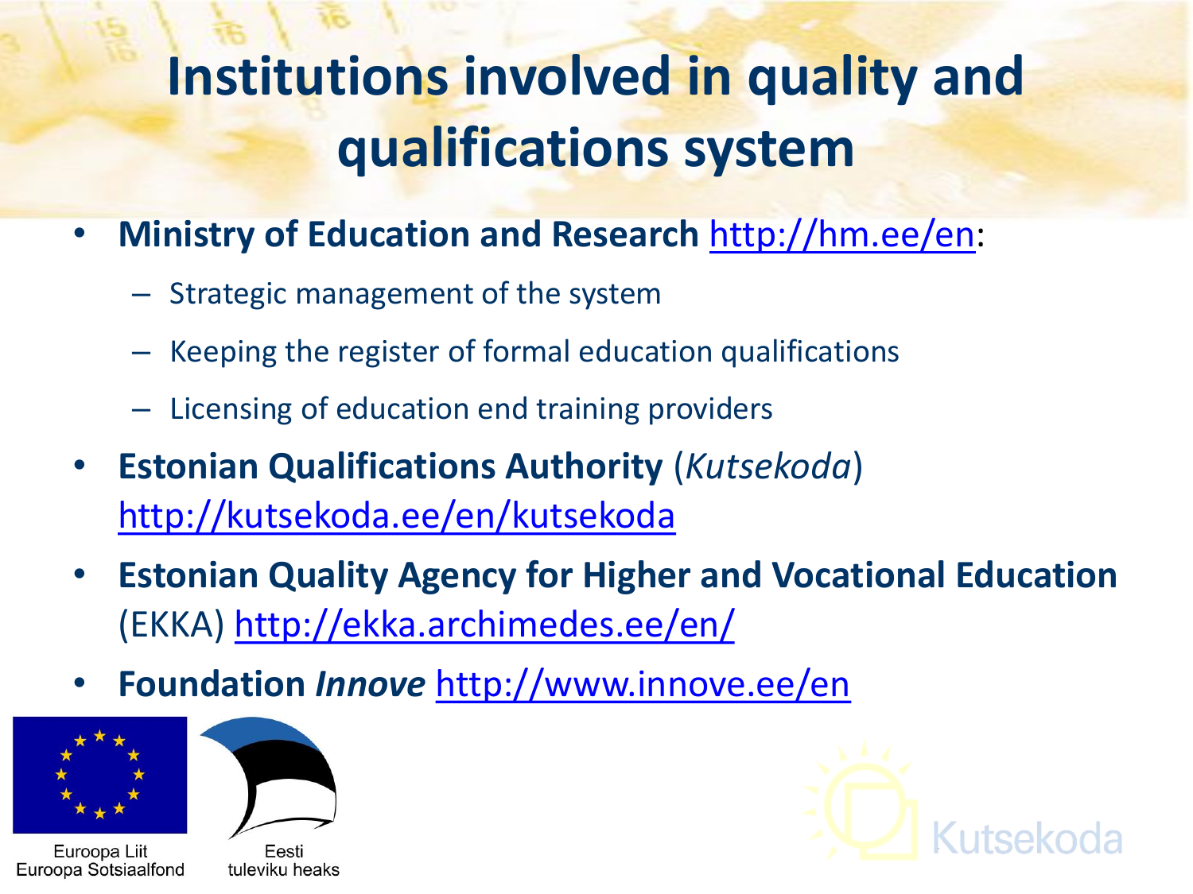# Institutions involved in quality and qualifications system

- **Ministry of Education and Research** http://hm.ee/en:
  - Strategic management of the system
  - Keeping the register of formal education qualifications
  - Licensing of education end training providers
- **Estonian Qualifications Authority** (*Kutsekoda*) http://kutsekoda.ee/en/kutsekoda
- **Estonian Quality Agency for Higher and Vocational Education** (EKKA) http://ekka.archimedes.ee/en/
- **Foundation *Innove*** http://www.innove.ee/en

Euroopa Liit
Euroopa Sotsiaalfond

Eesti
tuleviku heaks

Kutsekoda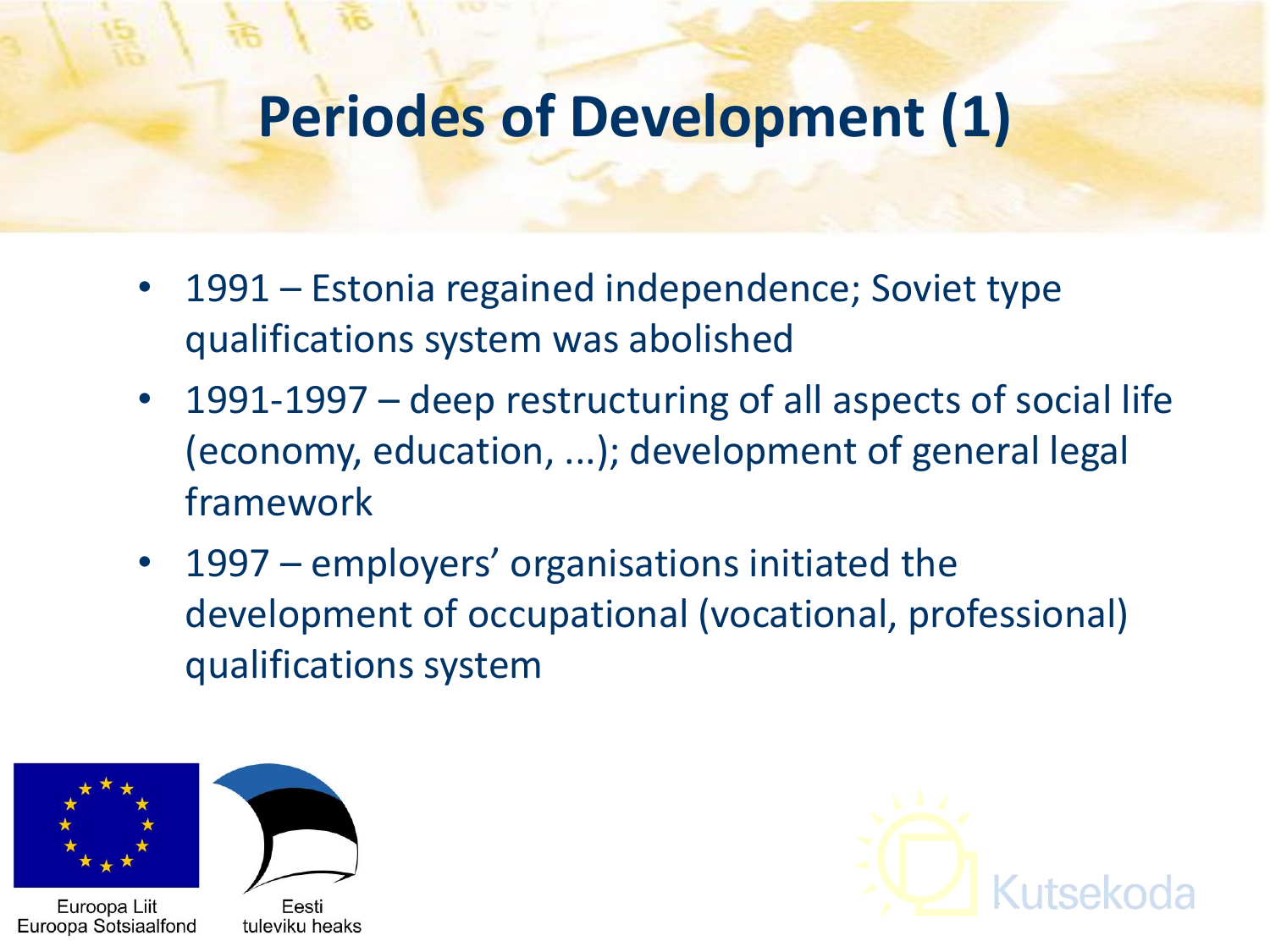# Periodes of Development (1)

- 1991 – Estonia regained independence; Soviet type qualifications system was abolished
- 1991-1997 – deep restructuring of all aspects of social life (economy, education, ...); development of general legal framework
- 1997 – employers' organisations initiated the development of occupational (vocational, professional) qualifications system

Euroopa Liit
Euroopa Sotsiaalfond

Eesti
tuleviku heaks

Kutsekoda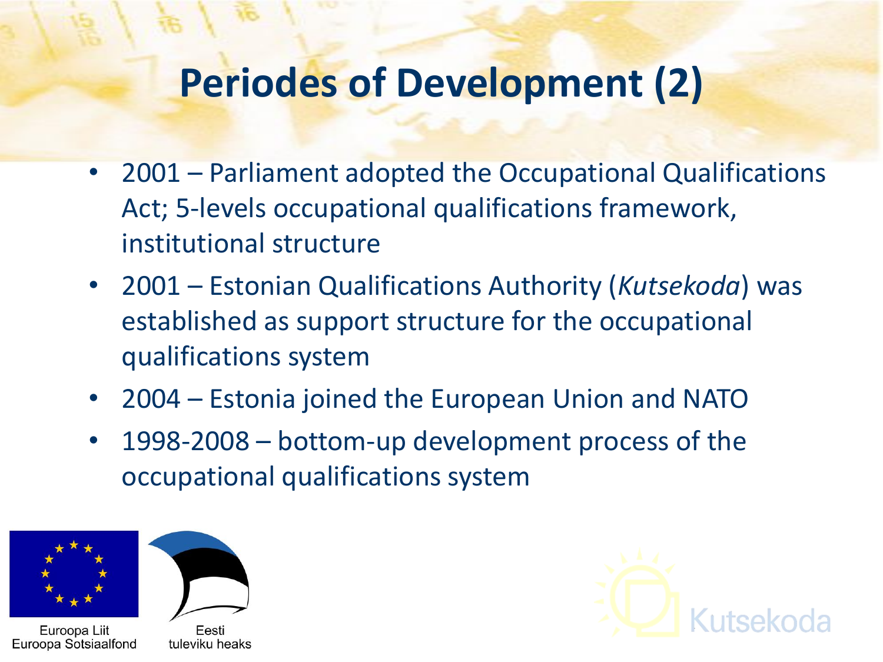# Periodes of Development (2)

- 2001 – Parliament adopted the Occupational Qualifications Act; 5-levels occupational qualifications framework, institutional structure
- 2001 – Estonian Qualifications Authority (*Kutsekoda*) was established as support structure for the occupational qualifications system
- 2004 – Estonia joined the European Union and NATO
- 1998-2008 – bottom-up development process of the occupational qualifications system

Euroopa Liit
Euroopa Sotsiaalfond

Eesti
tuleviku heaks

Kutsekoda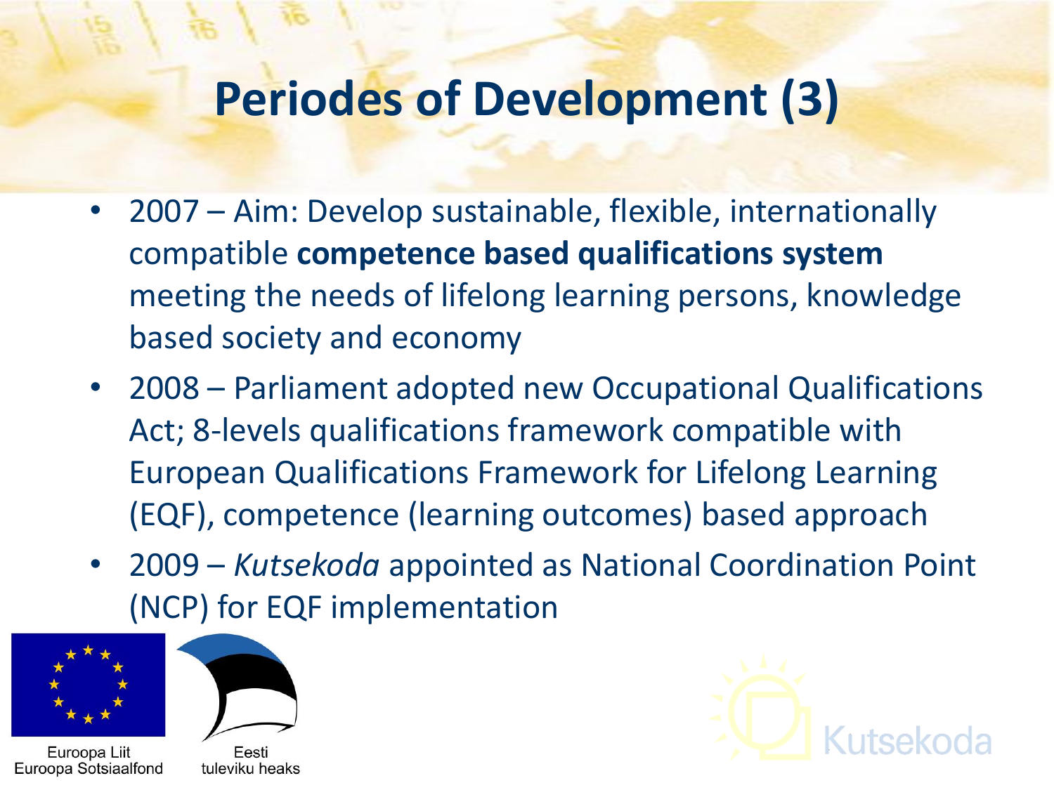# Periodes of Development (3)

- 2007 – Aim: Develop sustainable, flexible, internationally compatible **competence based qualifications system** meeting the needs of lifelong learning persons, knowledge based society and economy
- 2008 – Parliament adopted new Occupational Qualifications Act; 8-levels qualifications framework compatible with European Qualifications Framework for Lifelong Learning (EQF), competence (learning outcomes) based approach
- 2009 – *Kutsekoda* appointed as National Coordination Point (NCP) for EQF implementation

Euroopa Liit
Euroopa Sotsiaalfond

Eesti
tuleviku heaks

Kutsekoda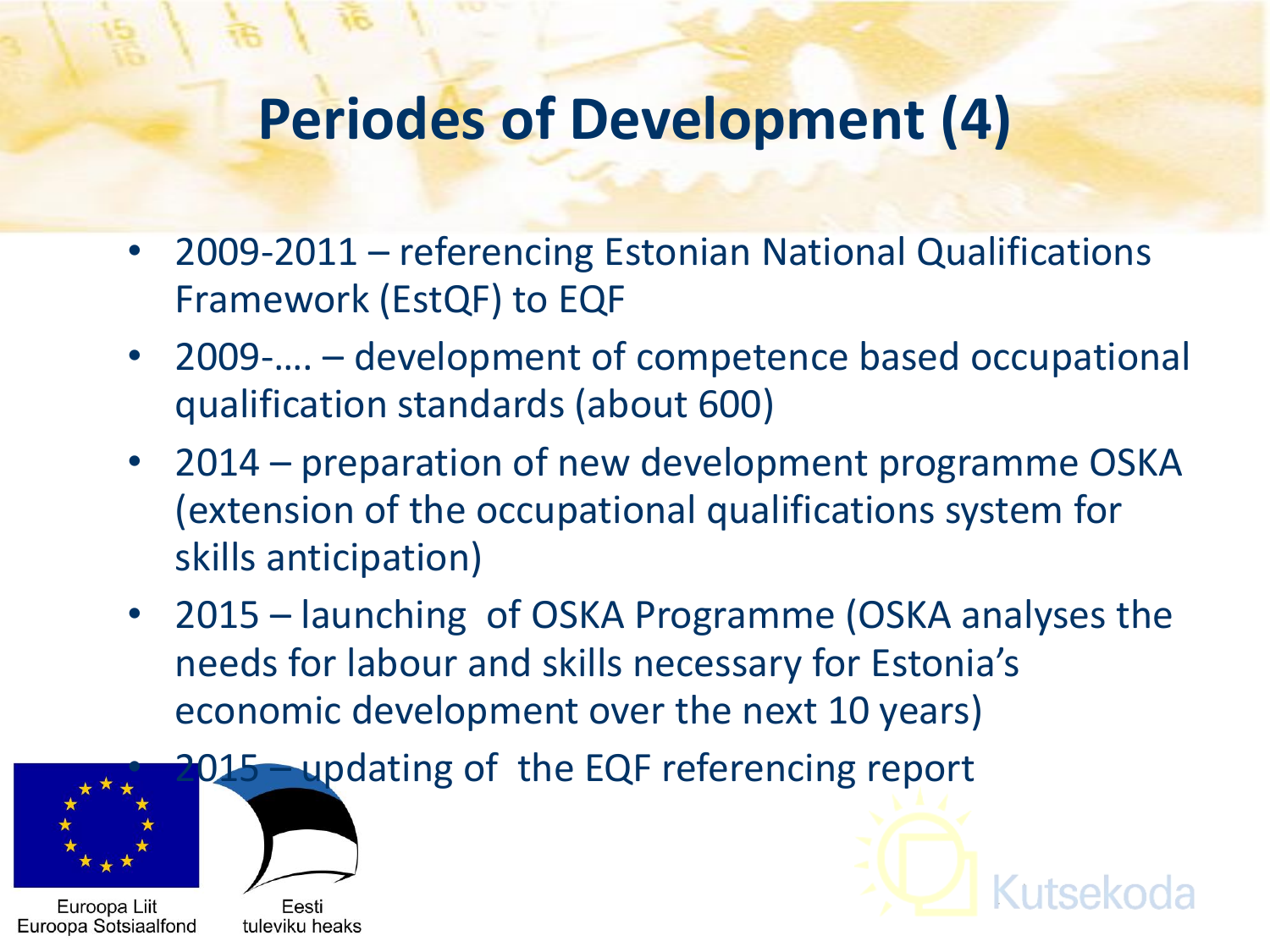# Periodes of Development (4)

- 2009-2011 – referencing Estonian National Qualifications Framework (EstQF) to EQF
- 2009-…. – development of competence based occupational qualification standards (about 600)
- 2014 – preparation of new development programme OSKA (extension of the occupational qualifications system for skills anticipation)
- 2015 – launching of OSKA Programme (OSKA analyses the needs for labour and skills necessary for Estonia's economic development over the next 10 years)
- 2015 – updating of the EQF referencing report

Euroopa Liit
Euroopa Sotsiaalfond

Eesti
tuleviku heaks

Kutsekoda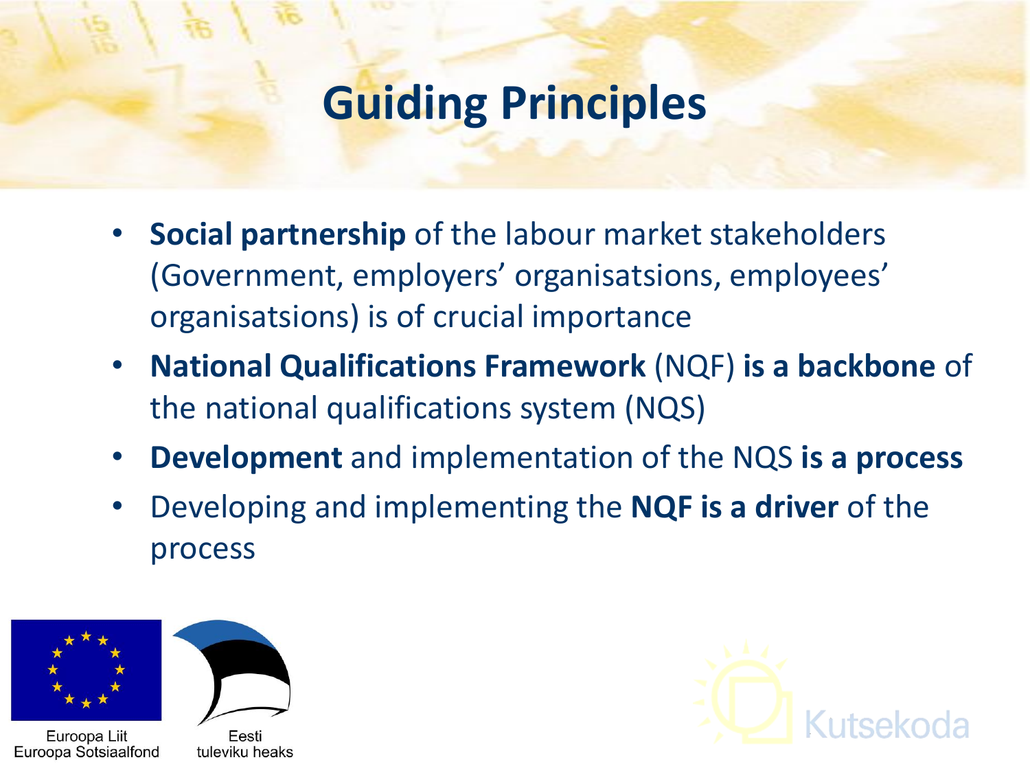# Guiding Principles

- **Social partnership** of the labour market stakeholders (Government, employers' organisatsions, employees' organisatsions) is of crucial importance
- **National Qualifications Framework** (NQF) **is a backbone** of the national qualifications system (NQS)
- **Development** and implementation of the NQS **is a process**
- Developing and implementing the **NQF is a driver** of the process

Euroopa Liit
Euroopa Sotsiaalfond

Eesti
tuleviku heaks

Kutsekoda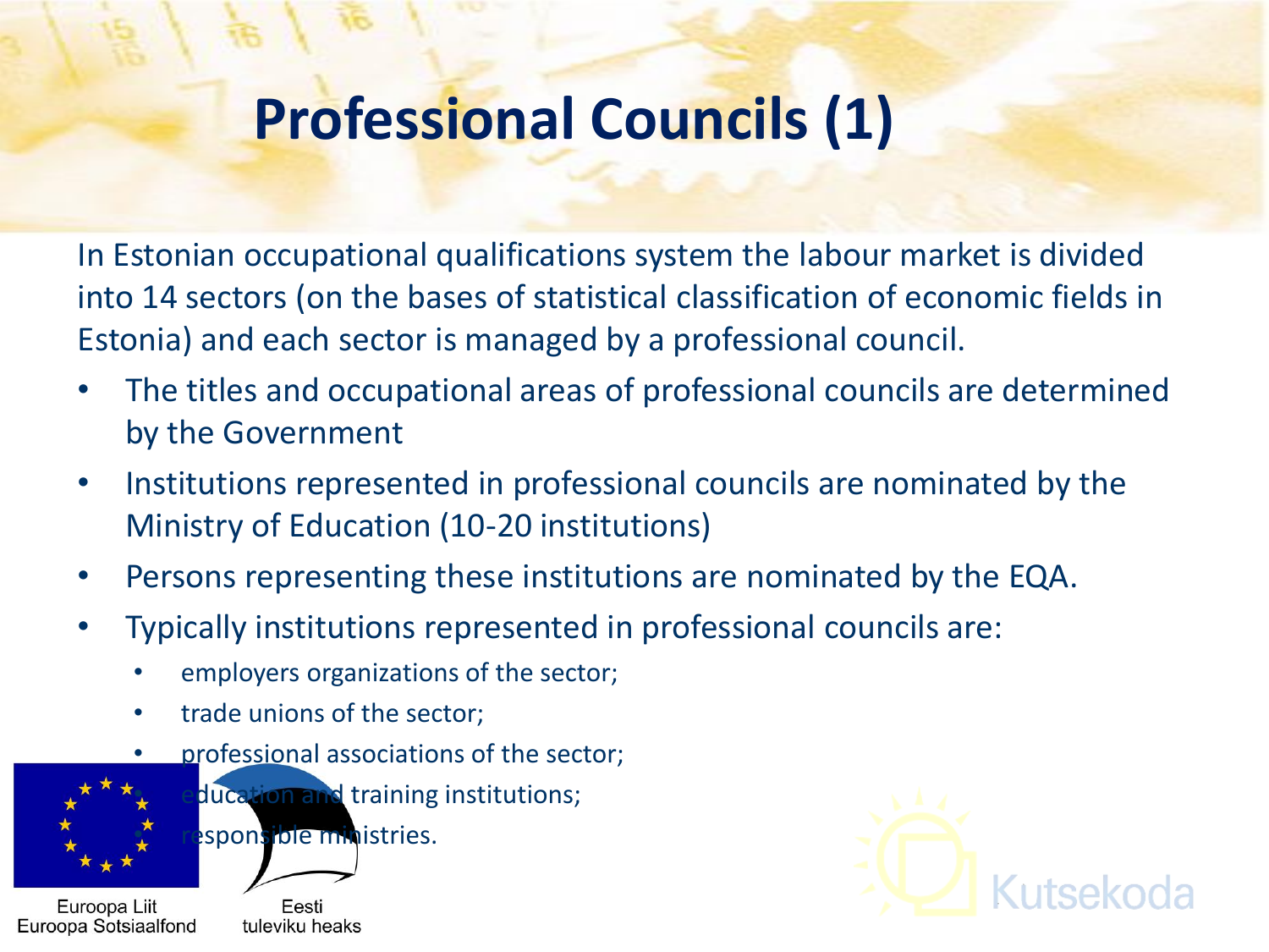# Professional Councils (1)

In Estonian occupational qualifications system the labour market is divided into 14 sectors (on the bases of statistical classification of economic fields in Estonia) and each sector is managed by a professional council.

- The titles and occupational areas of professional councils are determined by the Government
- Institutions represented in professional councils are nominated by the Ministry of Education (10-20 institutions)
- Persons representing these institutions are nominated by the EQA.
- Typically institutions represented in professional councils are:
  - employers organizations of the sector;
  - trade unions of the sector;
  - professional associations of the sector;
  - education and training institutions;
  - responsible ministries.

Euroopa Liit
Euroopa Sotsiaalfond

Eesti
tuleviku heaks

Kutsekoda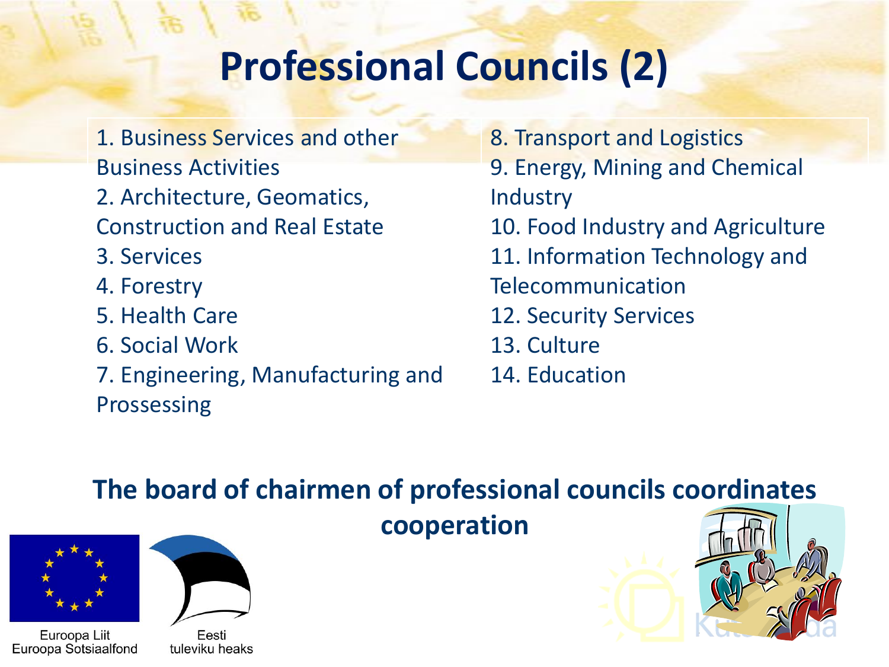# Professional Councils (2)

1. Business Services and other Business Activities
2. Architecture, Geomatics, Construction and Real Estate
3. Services
4. Forestry
5. Health Care
6. Social Work
7. Engineering, Manufacturing and Prossessing
8. Transport and Logistics
9. Energy, Mining and Chemical Industry
10. Food Industry and Agriculture
11. Information Technology and Telecommunication
12. Security Services
13. Culture
14. Education

**The board of chairmen of professional councils coordinates cooperation**

Euroopa Liit
Euroopa Sotsiaalfond

Eesti
tuleviku heaks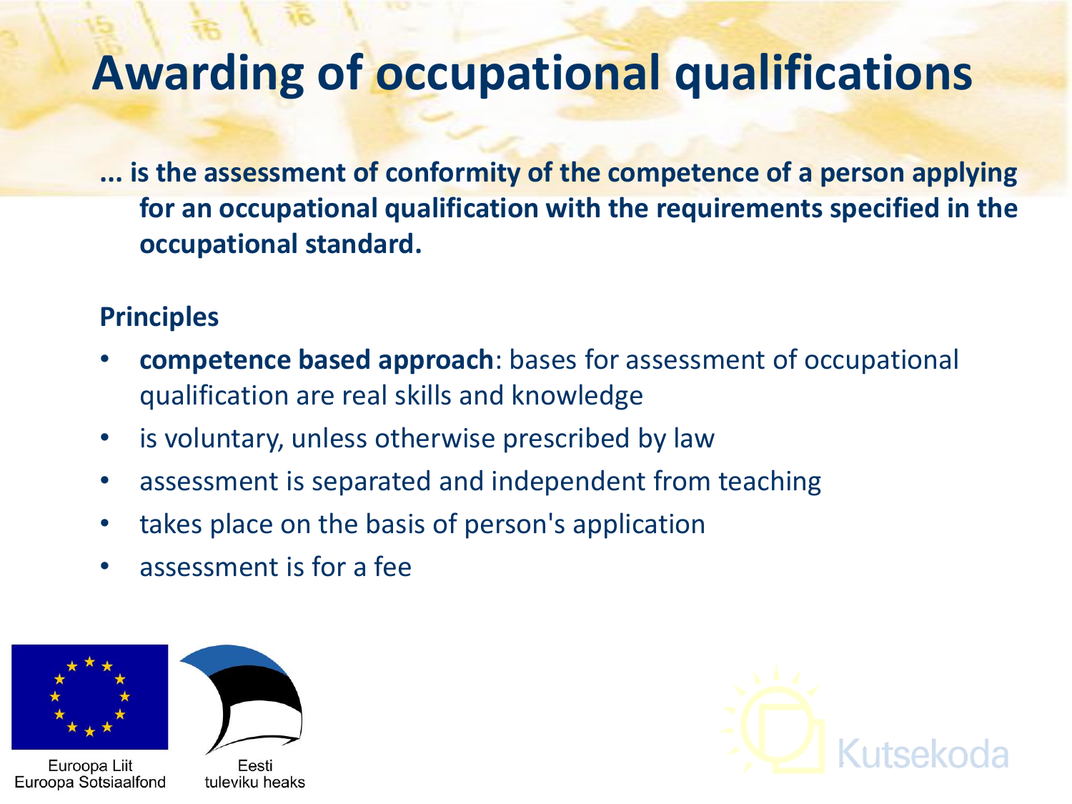# Awarding of occupational qualifications

**... is the assessment of conformity of the competence of a person applying for an occupational qualification with the requirements specified in the occupational standard.**

**Principles**

- **competence based approach**: bases for assessment of occupational qualification are real skills and knowledge
- is voluntary, unless otherwise prescribed by law
- assessment is separated and independent from teaching
- takes place on the basis of person's application
- assessment is for a fee

Euroopa Liit
Euroopa Sotsiaalfond

Eesti
tuleviku heaks

Kutsekoda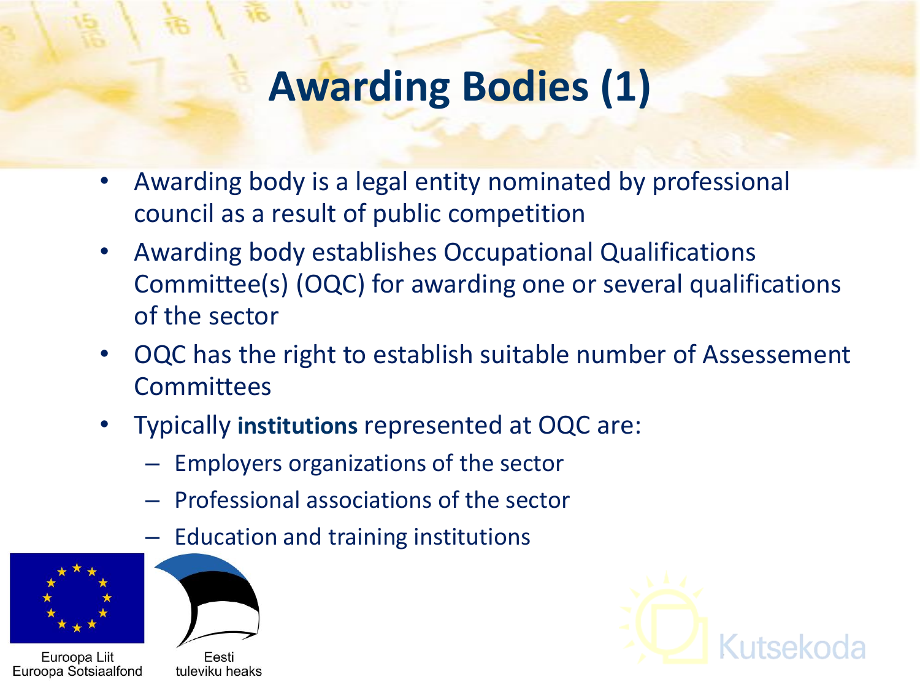# Awarding Bodies (1)

- Awarding body is a legal entity nominated by professional council as a result of public competition
- Awarding body establishes Occupational Qualifications Committee(s) (OQC) for awarding one or several qualifications of the sector
- OQC has the right to establish suitable number of Assessement Committees
- Typically **institutions** represented at OQC are:
  - Employers organizations of the sector
  - Professional associations of the sector
  - Education and training institutions

Euroopa Liit
Euroopa Sotsiaalfond

Eesti
tuleviku heaks

Kutsekoda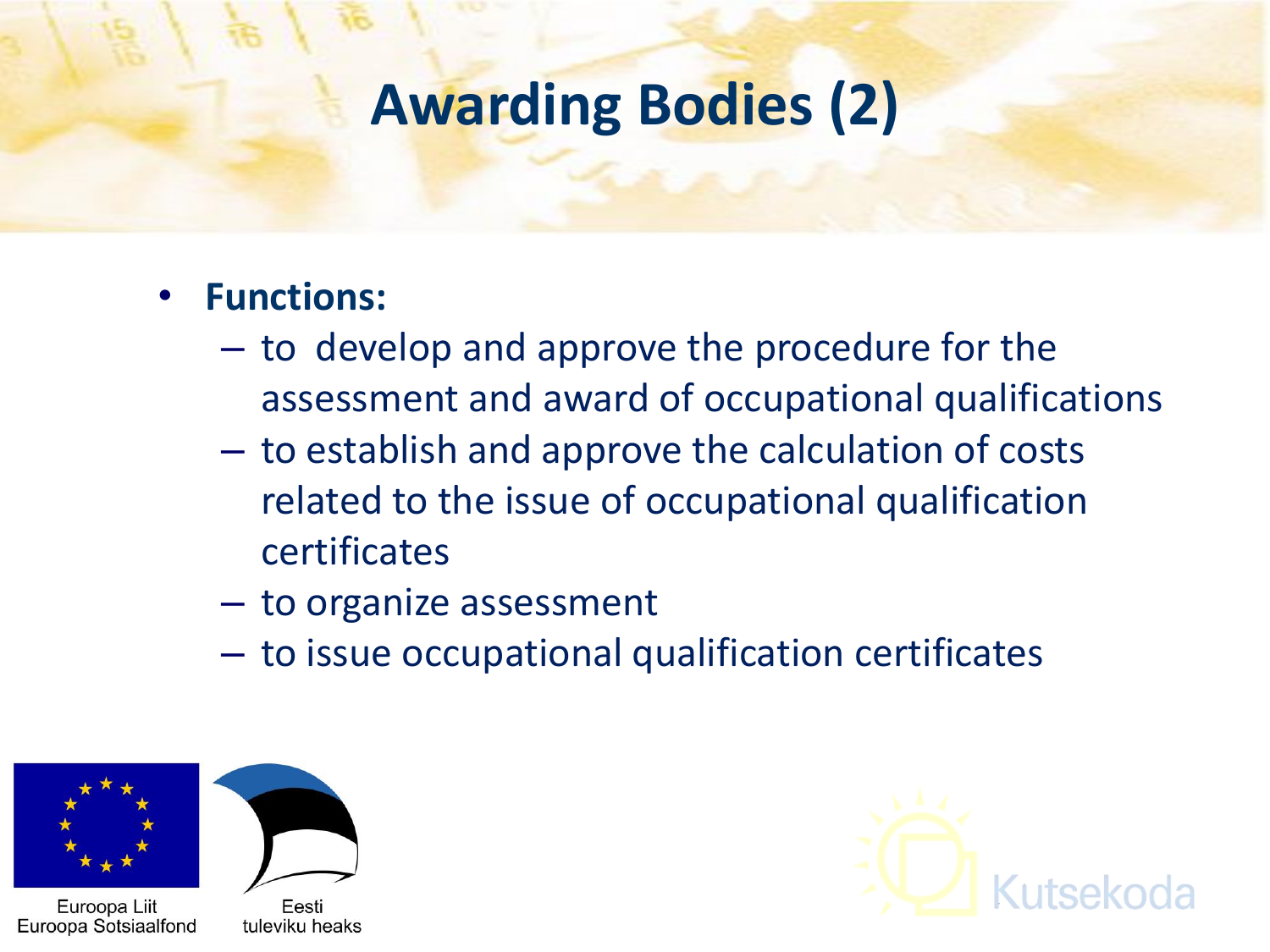# Awarding Bodies (2)

- **Functions:**
  - to develop and approve the procedure for the assessment and award of occupational qualifications
  - to establish and approve the calculation of costs related to the issue of occupational qualification certificates
  - to organize assessment
  - to issue occupational qualification certificates

Euroopa Liit
Euroopa Sotsiaalfond

Eesti
tuleviku heaks

Kutsekoda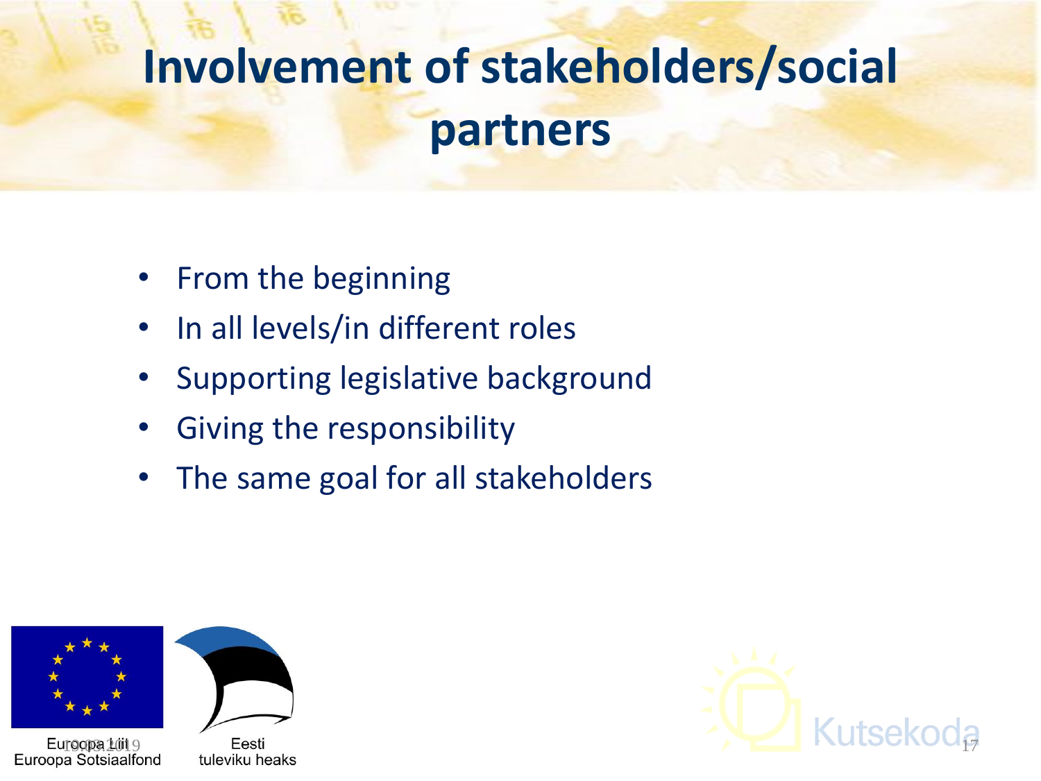# Involvement of stakeholders/social partners

- From the beginning
- In all levels/in different roles
- Supporting legislative background
- Giving the responsibility
- The same goal for all stakeholders

Euroopa Liit
Euroopa Sotsiaalfond

Eesti
tuleviku heaks

Kutsekoda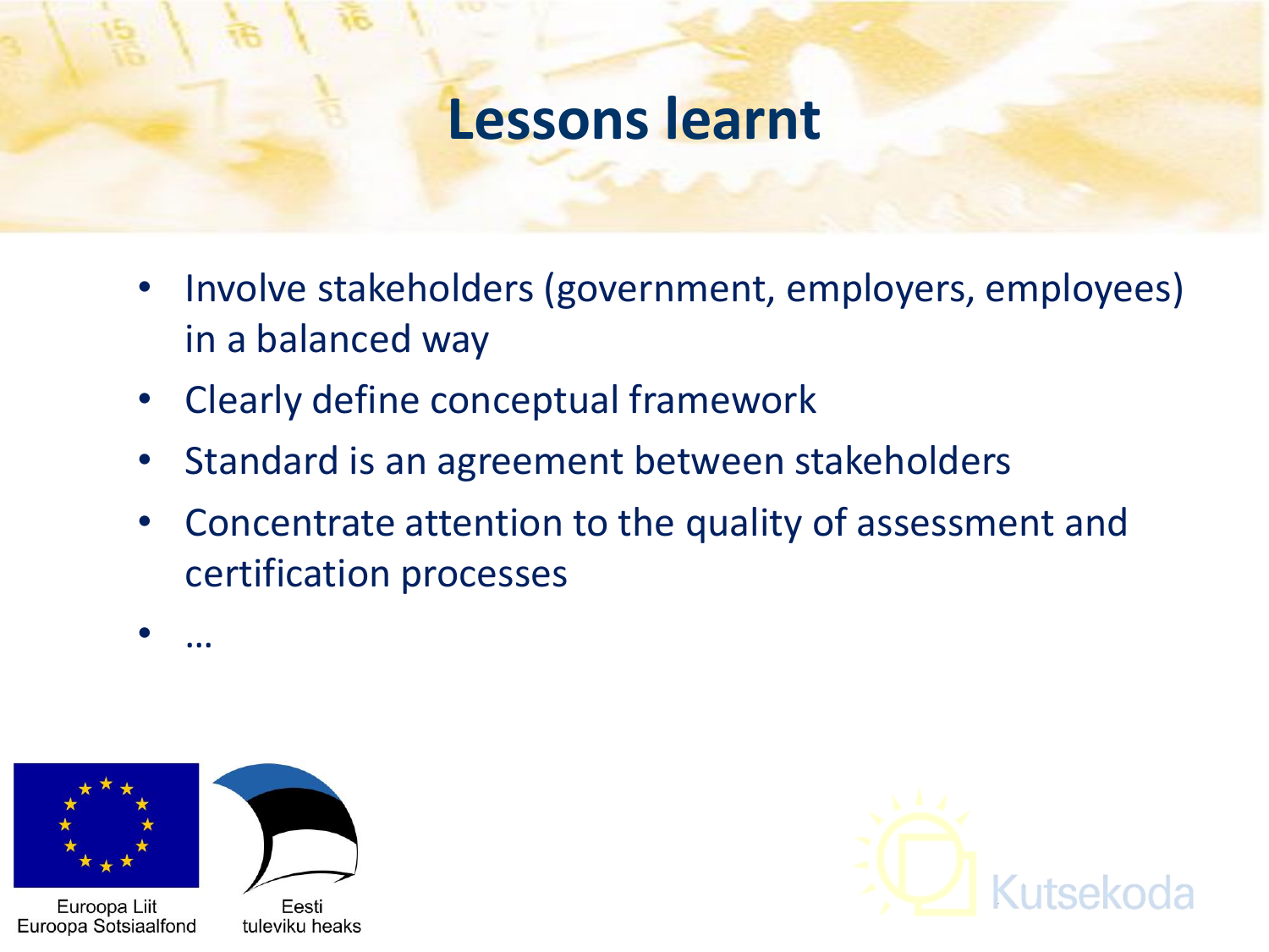# Lessons learnt

- Involve stakeholders (government, employers, employees) in a balanced way
- Clearly define conceptual framework
- Standard is an agreement between stakeholders
- Concentrate attention to the quality of assessment and certification processes
- …

Euroopa Liit
Euroopa Sotsiaalfond

Eesti
tuleviku heaks

Kutsekoda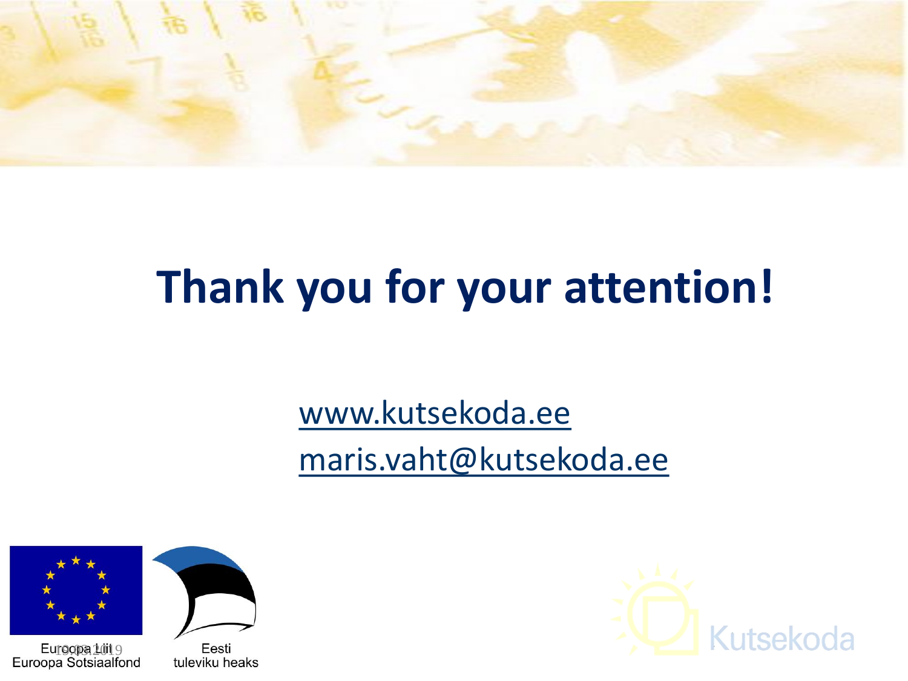# Thank you for your attention!

www.kutsekoda.ee

maris.vaht@kutsekoda.ee

Euroopa Liit
Euroopa Sotsiaalfond

Eesti
tuleviku heaks

Kutsekoda